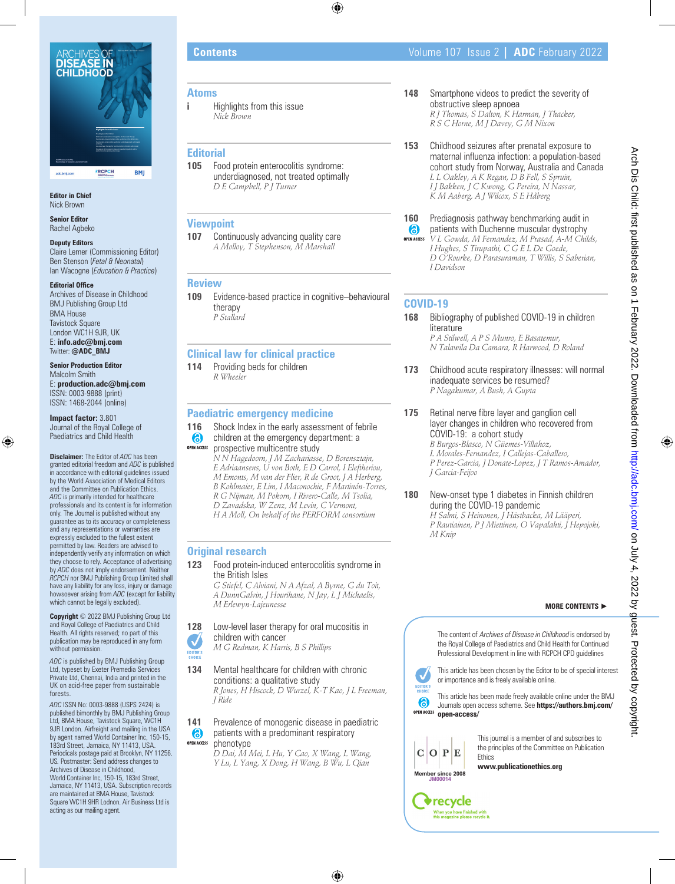# Contents

Volume 107 Issue 2 | **ADC** February 2022

**Editor in Chief**
Nick Brown

**Senior Editor**
Rachel Agbeko

**Deputy Editors**
Claire Lemer (Commissioning Editor)
Ben Stenson (*Fetal & Neonatal*)
Ian Wacogne (*Education & Practice*)

**Editorial Office**
Archives of Disease in Childhood
BMJ Publishing Group Ltd
BMA House
Tavistock Square
London WC1H 9JR, UK
E: **info.adc@bmj.com**
Twitter: **@ADC_BMJ**

**Senior Production Editor**
Malcolm Smith
E: **production.adc@bmj.com**
ISSN: 0003-9888 (print)
ISSN: 1468-2044 (online)

**Impact factor:** 3.801
Journal of the Royal College of Paediatrics and Child Health

**Disclaimer:** The Editor of *ADC* has been granted editorial freedom and *ADC* is published in accordance with editorial guidelines issued by the World Association of Medical Editors and the Committee on Publication Ethics. *ADC* is primarily intended for healthcare professionals and its content is for information only. The Journal is published without any guarantee as to its accuracy or completeness and any representations or warranties are expressly excluded to the fullest extent permitted by law. Readers are advised to independently verify any information on which they choose to rely. Acceptance of advertising by *ADC* does not imply endorsement. Neither *RCPCH* nor BMJ Publishing Group Limited shall have any liability for any loss, injury or damage howsoever arising from *ADC* (except for liability which cannot be legally excluded).

**Copyright** © 2022 BMJ Publishing Group Ltd and Royal College of Paediatrics and Child Health. All rights reserved; no part of this publication may be reproduced in any form without permission.

*ADC* is published by BMJ Publishing Group Ltd, typeset by Exeter Premedia Services Private Ltd, Chennai, India and printed in the UK on acid-free paper from sustainable forests.

*ADC* ISSN No: 0003-9888 (USPS 2424) is published bimonthly by BMJ Publishing Group Ltd, BMA House, Tavistock Square, WC1H 9JR London. Airfreight and mailing in the USA by agent named World Container Inc, 150-15, 183rd Street, Jamaica, NY 11413, USA. Periodicals postage paid at Brooklyn, NY 11256. US. Postmaster: Send address changes to Archives of Disease in Childhood, World Container Inc, 150-15, 183rd Street, Jamaica, NY 11413, USA. Subscription records are maintained at BMA House, Tavistock Square WC1H 9HR Lodnon. Air Business Ltd is acting as our mailing agent.

## Atoms

**i** Highlights from this issue
*Nick Brown*

## Editorial

**105** Food protein enterocolitis syndrome: underdiagnosed, not treated optimally
*D E Campbell, P J Turner*

## Viewpoint

**107** Continuously advancing quality care
*A Molloy, T Stephenson, M Marshall*

## Review

**109** Evidence-based practice in cognitive–behavioural therapy
*P Stallard*

## Clinical law for clinical practice

**114** Providing beds for children
*R Wheeler*

## Paediatric emergency medicine

**116** Shock Index in the early assessment of febrile children at the emergency department: a prospective multicentre study (OPEN ACCESS)
*N N Hagedoorn, J M Zachariasse, D Borensztajn, E Adriaansens, U von Both, E D Carrol, I Eleftheriou, M Emonts, M van der Flier, R de Groot, J A Herberg, B Kohlmaier, E Lim, I Maconochie, F Martinón-Torres, R G Nijman, M Pokorn, I Rivero-Calle, M Tsolia, D Zavadska, W Zenz, M Levin, C Vermont, H A Moll, On behalf of the PERFORM consortium*

## Original research

**123** Food protein-induced enterocolitis syndrome in the British Isles
*G Stiefel, C Alviani, N A Afzal, A Byrne, G du Toit, A DunnGalvin, J Hourihane, N Jay, L J Michaelis, M Erlewyn-Lajeunesse*

**128** Low-level laser therapy for oral mucositis in children with cancer (EDITOR'S CHOICE)
*M G Redman, K Harris, B S Phillips*

**134** Mental healthcare for children with chronic conditions: a qualitative study
*R Jones, H Hiscock, D Wurzel, K-T Kao, J L Freeman, J Ride*

**141** Prevalence of monogenic disease in paediatric patients with a predominant respiratory phenotype (OPEN ACCESS)
*D Dai, M Mei, L Hu, Y Cao, X Wang, L Wang, Y Lu, L Yang, X Dong, H Wang, B Wu, L Qian*

**148** Smartphone videos to predict the severity of obstructive sleep apnoea
*R J Thomas, S Dalton, K Harman, J Thacker, R S C Horne, M J Davey, G M Nixon*

**153** Childhood seizures after prenatal exposure to maternal influenza infection: a population-based cohort study from Norway, Australia and Canada
*L L Oakley, A K Regan, D B Fell, S Spruin, I J Bakken, J C Kwong, G Pereira, N Nassar, K M Aaberg, A J Wilcox, S E Håberg*

**160** Prediagnosis pathway benchmarking audit in patients with Duchenne muscular dystrophy (OPEN ACCESS)
*V L Gowda, M Fernandez, M Prasad, A-M Childs, I Hughes, S Tirupathi, C G E L De Goede, D O'Rourke, D Parasuraman, T Willis, S Saberian, I Davidson*

## COVID-19

**168** Bibliography of published COVID-19 in children literature
*P A Stilwell, A P S Munro, E Basatemur, N Talawila Da Camara, R Harwood, D Roland*

**173** Childhood acute respiratory illnesses: will normal inadequate services be resumed?
*P Nagakumar, A Bush, A Gupta*

**175** Retinal nerve fibre layer and ganglion cell layer changes in children who recovered from COVID-19: a cohort study
*B Burgos-Blasco, N Güemes-Villahoz, L Morales-Fernandez, I Callejas-Caballero, P Perez-Garcia, J Donate-Lopez, J T Ramos-Amador, J Garcia-Feijoo*

**180** New-onset type 1 diabetes in Finnish children during the COVID-19 pandemic
*H Salmi, S Heinonen, J Hästbacka, M Lääperi, P Rautiainen, P J Miettinen, O Vapalahti, J Hepojoki, M Knip*

**MORE CONTENTS ►**

The content of *Archives of Disease in Childhood* is endorsed by the Royal College of Paediatrics and Child Health for Continued Professional Development in line with RCPCH CPD guidelines

EDITOR'S CHOICE: This article has been chosen by the Editor to be of special interest or importance and is freely available online.

OPEN ACCESS: This article has been made freely available online under the BMJ Journals open access scheme. See **https://authors.bmj.com/open-access/**

COPE — Member since 2008 JM00014
This journal is a member of and subscribes to the principles of the Committee on Publication Ethics
**www.publicationethics.org**

recycle — When you have finished with this magazine please recycle it.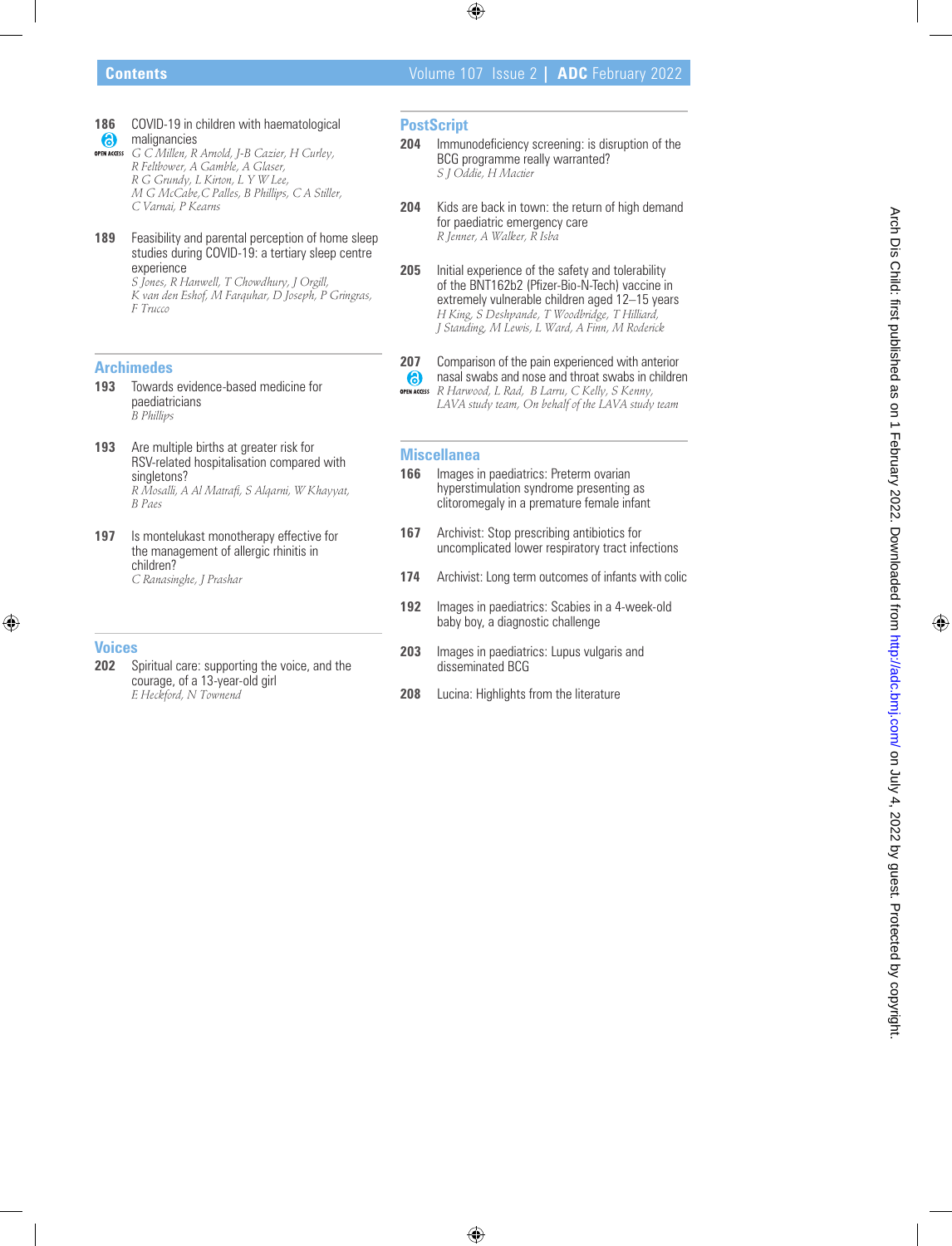**186** COVID-19 in children with haematological malignancies
OPEN ACCESS
*G C Millen, R Arnold, J-B Cazier, H Curley, R Feltbower, A Gamble, A Glaser, R G Grundy, L Kirton, L Y W Lee, M G McCabe,C Palles, B Phillips, C A Stiller, C Varnai, P Kearns*

**189** Feasibility and parental perception of home sleep studies during COVID-19: a tertiary sleep centre experience
*S Jones, R Hanwell, T Chowdhury, J Orgill, K van den Eshof, M Farquhar, D Joseph, P Gringras, F Trucco*

## Archimedes

**193** Towards evidence-based medicine for paediatricians
*B Phillips*

**193** Are multiple births at greater risk for RSV-related hospitalisation compared with singletons?
*R Mosalli, A Al Matrafi, S Alqarni, W Khayyat, B Paes*

**197** Is montelukast monotherapy effective for the management of allergic rhinitis in children?
*C Ranasinghe, J Prashar*

## Voices

**202** Spiritual care: supporting the voice, and the courage, of a 13-year-old girl
*E Heckford, N Townend*

## PostScript

**204** Immunodeficiency screening: is disruption of the BCG programme really warranted?
*S J Oddie, H Mactier*

**204** Kids are back in town: the return of high demand for paediatric emergency care
*R Jenner, A Walker, R Isba*

**205** Initial experience of the safety and tolerability of the BNT162b2 (Pfizer-Bio-N-Tech) vaccine in extremely vulnerable children aged 12–15 years
*H King, S Deshpande, T Woodbridge, T Hilliard, J Standing, M Lewis, L Ward, A Finn, M Roderick*

**207** Comparison of the pain experienced with anterior nasal swabs and nose and throat swabs in children
OPEN ACCESS
*R Harwood, L Rad, B Larru, C Kelly, S Kenny, LAVA study team, On behalf of the LAVA study team*

## Miscellanea

**166** Images in paediatrics: Preterm ovarian hyperstimulation syndrome presenting as clitoromegaly in a premature female infant

**167** Archivist: Stop prescribing antibiotics for uncomplicated lower respiratory tract infections

**174** Archivist: Long term outcomes of infants with colic

**192** Images in paediatrics: Scabies in a 4-week-old baby boy, a diagnostic challenge

**203** Images in paediatrics: Lupus vulgaris and disseminated BCG

**208** Lucina: Highlights from the literature